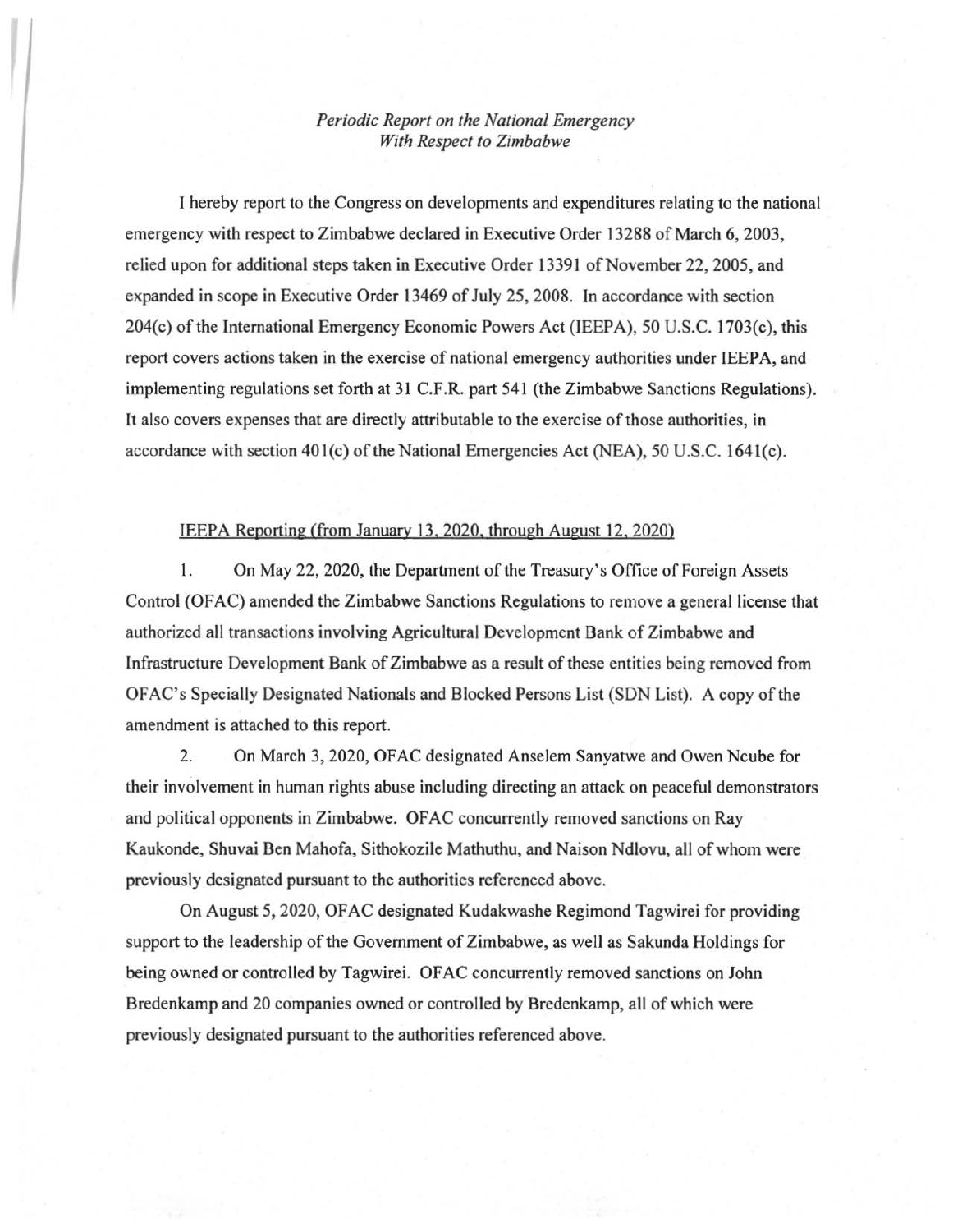*Periodic Report on the National Emergency With Respect to Zimbabwe*

I hereby report to the Congress on developments and expenditures relating to the national emergency with respect to Zimbabwe declared in Executive Order 13288 of March 6, 2003, relied upon for additional steps taken in Executive Order 13391 of November 22, 2005, and expanded in scope in Executive Order 13469 of July 25, 2008. In accordance with section 204(c) of the International Emergency Economic Powers Act (IEEPA), 50 U.S.C. 1703(c), this report covers actions taken in the exercise of national emergency authorities under IEEPA, and implementing regulations set forth at 31 C.F.R. part 541 (the Zimbabwe Sanctions Regulations). It also covers expenses that are directly attributable to the exercise of those authorities, in accordance with section 401(c) of the National Emergencies Act (NEA), 50 U.S.C. 1641(c).

IEEPA Reporting (from January 13, 2020, through August 12, 2020)

1. On May 22, 2020, the Department of the Treasury's Office of Foreign Assets Control (OFAC) amended the Zimbabwe Sanctions Regulations to remove a general license that authorized all transactions involving Agricultural Development Bank of Zimbabwe and Infrastructure Development Bank of Zimbabwe as a result of these entities being removed from OFAC's Specially Designated Nationals and Blocked Persons List (SDN List). A copy of the amendment is attached to this report.

2. On March 3, 2020, OFAC designated Anselem Sanyatwe and Owen Ncube for their involvement in human rights abuse including directing an attack on peaceful demonstrators and political opponents in Zimbabwe. OFAC concurrently removed sanctions on Ray Kaukonde, Shuvai Ben Mahofa, Sithokozile Mathuthu, and Naison Ndlovu, all of whom were previously designated pursuant to the authorities referenced above.

On August 5, 2020, OFAC designated Kudakwashe Regimond Tagwirei for providing support to the leadership of the Government of Zimbabwe, as well as Sakunda Holdings for being owned or controlled by Tagwirei. OFAC concurrently removed sanctions on John Bredenkamp and 20 companies owned or controlled by Bredenkamp, all of which were previously designated pursuant to the authorities referenced above.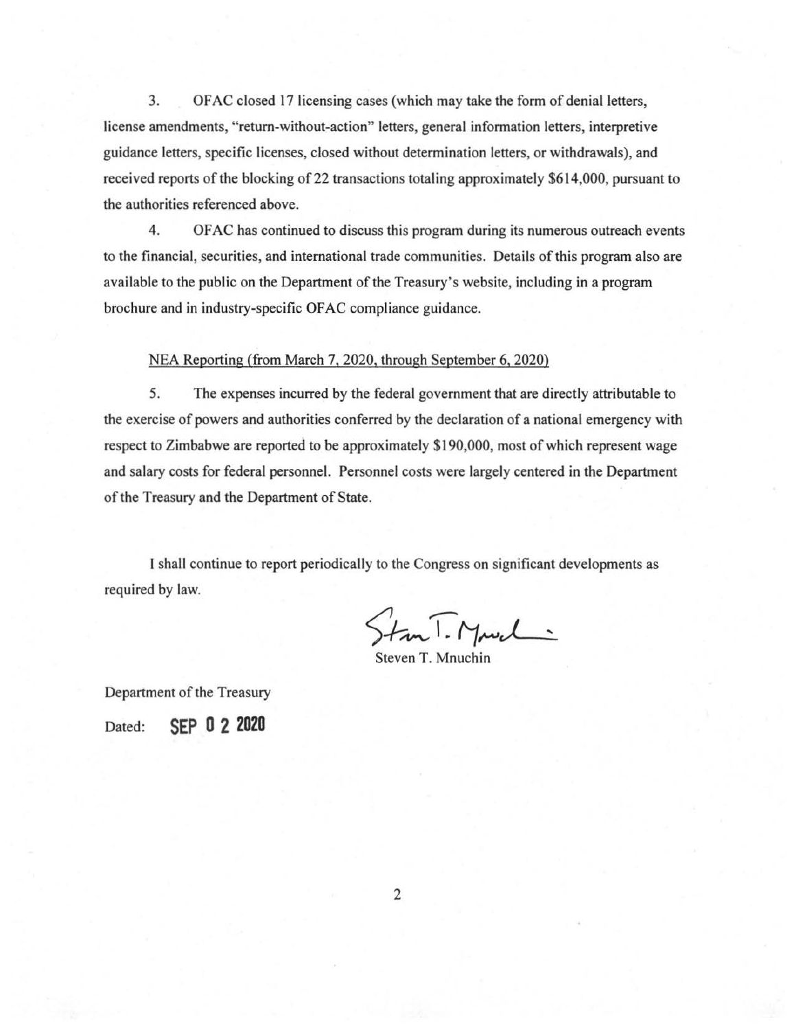3. OFAC closed 17 licensing cases (which may take the form of denial letters, license amendments, "return-without-action" letters, general information letters, interpretive guidance letters, specific licenses, closed without determination letters, or withdrawals), and received reports of the blocking of 22 transactions totaling approximately $614,000, pursuant to the authorities referenced above.

4. OFAC has continued to discuss this program during its numerous outreach events to the financial, securities, and international trade communities. Details of this program also are available to the public on the Department of the Treasury's website, including in a program brochure and in industry-specific OFAC compliance guidance.

NEA Reporting (from March 7, 2020, through September 6, 2020)

5. The expenses incurred by the federal government that are directly attributable to the exercise of powers and authorities conferred by the declaration of a national emergency with respect to Zimbabwe are reported to be approximately $190,000, most of which represent wage and salary costs for federal personnel. Personnel costs were largely centered in the Department of the Treasury and the Department of State.

I shall continue to report periodically to the Congress on significant developments as required by law.

Steven T. Mnuchin

Department of the Treasury

Dated: SEP 02 2020